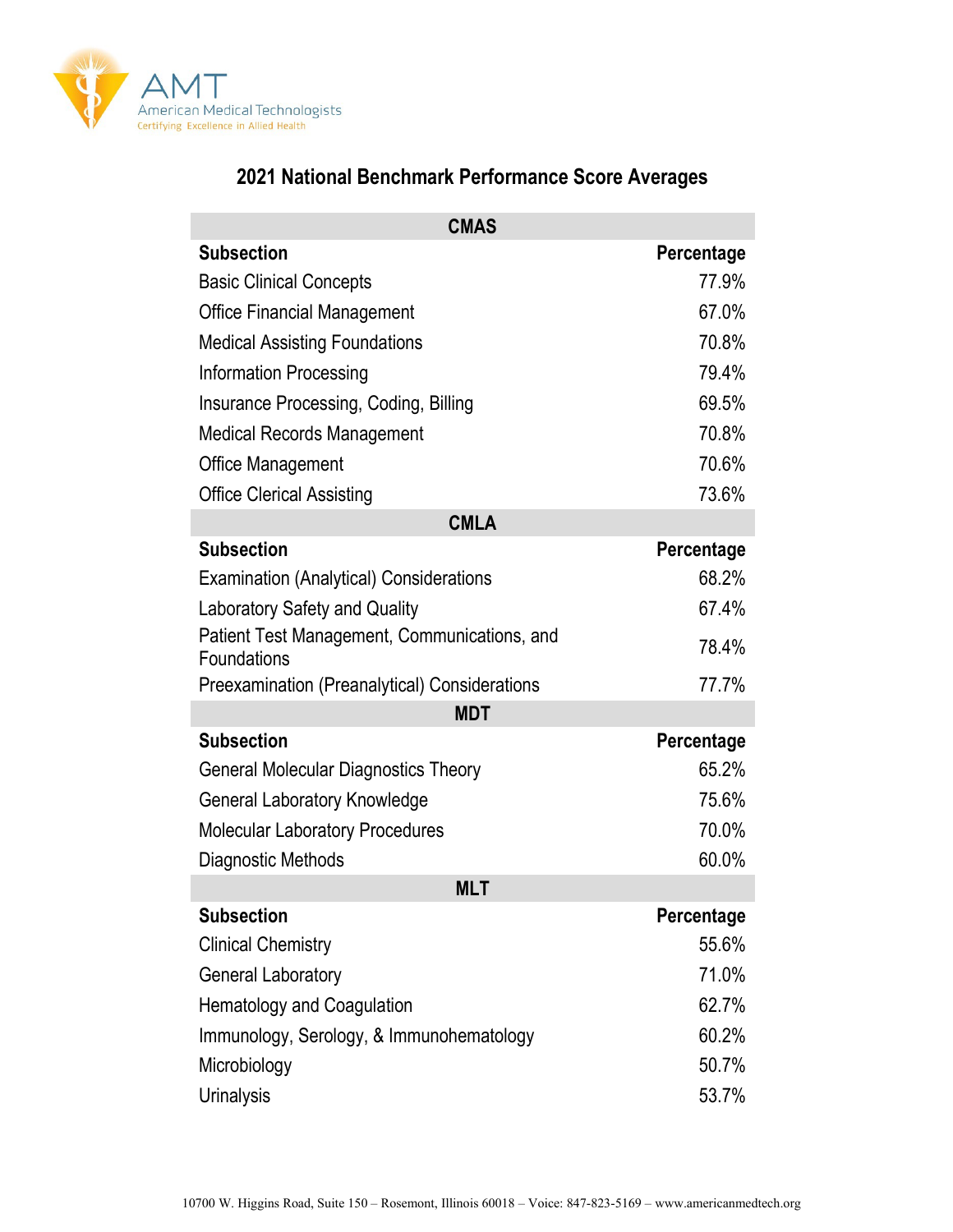AMT
American Medical Technologists
Certifying Excellence in Allied Health

## 2021 National Benchmark Performance Score Averages

| CMAS | |
|---|---|
| **Subsection** | **Percentage** |
| Basic Clinical Concepts | 77.9% |
| Office Financial Management | 67.0% |
| Medical Assisting Foundations | 70.8% |
| Information Processing | 79.4% |
| Insurance Processing, Coding, Billing | 69.5% |
| Medical Records Management | 70.8% |
| Office Management | 70.6% |
| Office Clerical Assisting | 73.6% |
| **CMLA** | |
| **Subsection** | **Percentage** |
| Examination (Analytical) Considerations | 68.2% |
| Laboratory Safety and Quality | 67.4% |
| Patient Test Management, Communications, and Foundations | 78.4% |
| Preexamination (Preanalytical) Considerations | 77.7% |
| **MDT** | |
| **Subsection** | **Percentage** |
| General Molecular Diagnostics Theory | 65.2% |
| General Laboratory Knowledge | 75.6% |
| Molecular Laboratory Procedures | 70.0% |
| Diagnostic Methods | 60.0% |
| **MLT** | |
| **Subsection** | **Percentage** |
| Clinical Chemistry | 55.6% |
| General Laboratory | 71.0% |
| Hematology and Coagulation | 62.7% |
| Immunology, Serology, & Immunohematology | 60.2% |
| Microbiology | 50.7% |
| Urinalysis | 53.7% |

10700 W. Higgins Road, Suite 150 – Rosemont, Illinois 60018 – Voice: 847-823-5169 – www.americanmedtech.org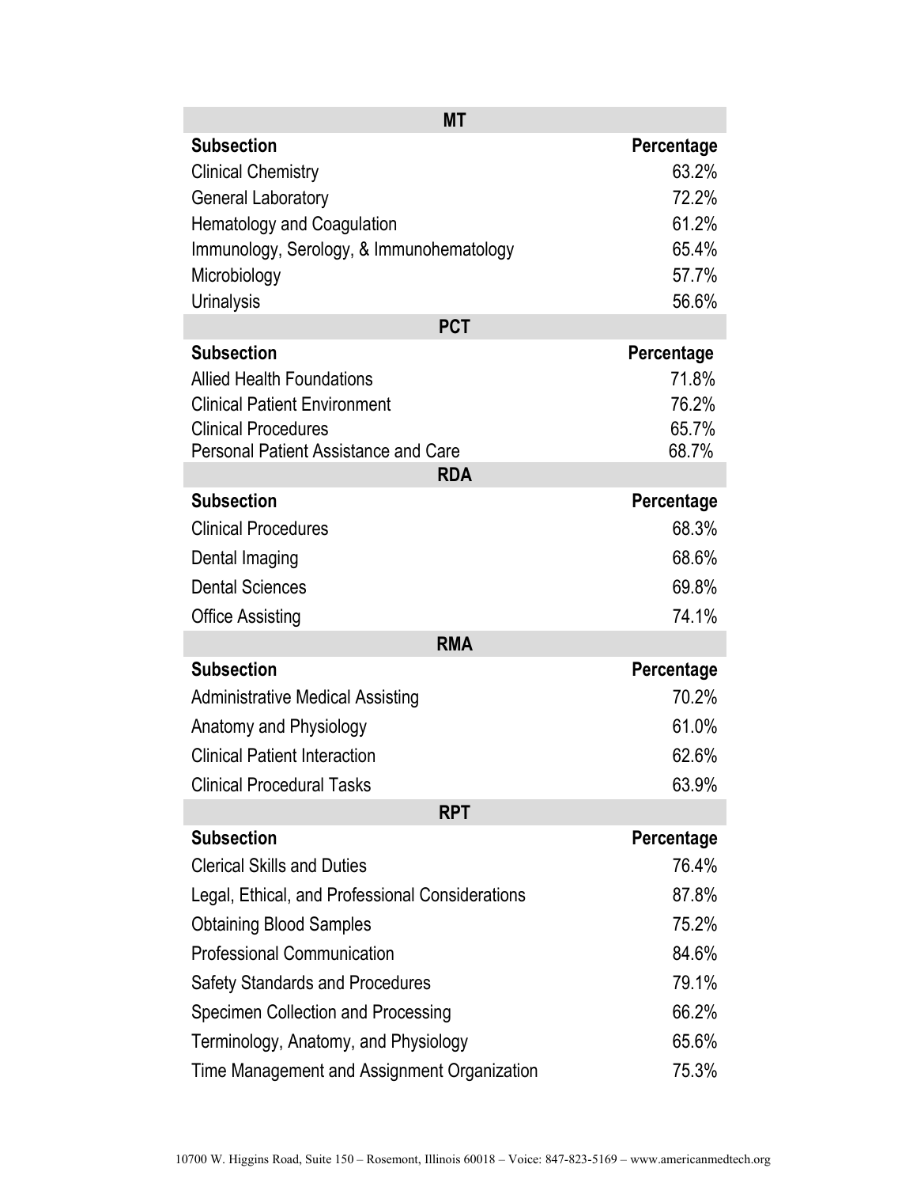| MT | |
| --- | --- |
| **Subsection** | **Percentage** |
| Clinical Chemistry | 63.2% |
| General Laboratory | 72.2% |
| Hematology and Coagulation | 61.2% |
| Immunology, Serology, & Immunohematology | 65.4% |
| Microbiology | 57.7% |
| Urinalysis | 56.6% |
| **PCT** | |
| **Subsection** | **Percentage** |
| Allied Health Foundations | 71.8% |
| Clinical Patient Environment | 76.2% |
| Clinical Procedures | 65.7% |
| Personal Patient Assistance and Care | 68.7% |
| **RDA** | |
| **Subsection** | **Percentage** |
| Clinical Procedures | 68.3% |
| Dental Imaging | 68.6% |
| Dental Sciences | 69.8% |
| Office Assisting | 74.1% |
| **RMA** | |
| **Subsection** | **Percentage** |
| Administrative Medical Assisting | 70.2% |
| Anatomy and Physiology | 61.0% |
| Clinical Patient Interaction | 62.6% |
| Clinical Procedural Tasks | 63.9% |
| **RPT** | |
| **Subsection** | **Percentage** |
| Clerical Skills and Duties | 76.4% |
| Legal, Ethical, and Professional Considerations | 87.8% |
| Obtaining Blood Samples | 75.2% |
| Professional Communication | 84.6% |
| Safety Standards and Procedures | 79.1% |
| Specimen Collection and Processing | 66.2% |
| Terminology, Anatomy, and Physiology | 65.6% |
| Time Management and Assignment Organization | 75.3% |

10700 W. Higgins Road, Suite 150 – Rosemont, Illinois 60018 – Voice: 847-823-5169 – www.americanmedtech.org